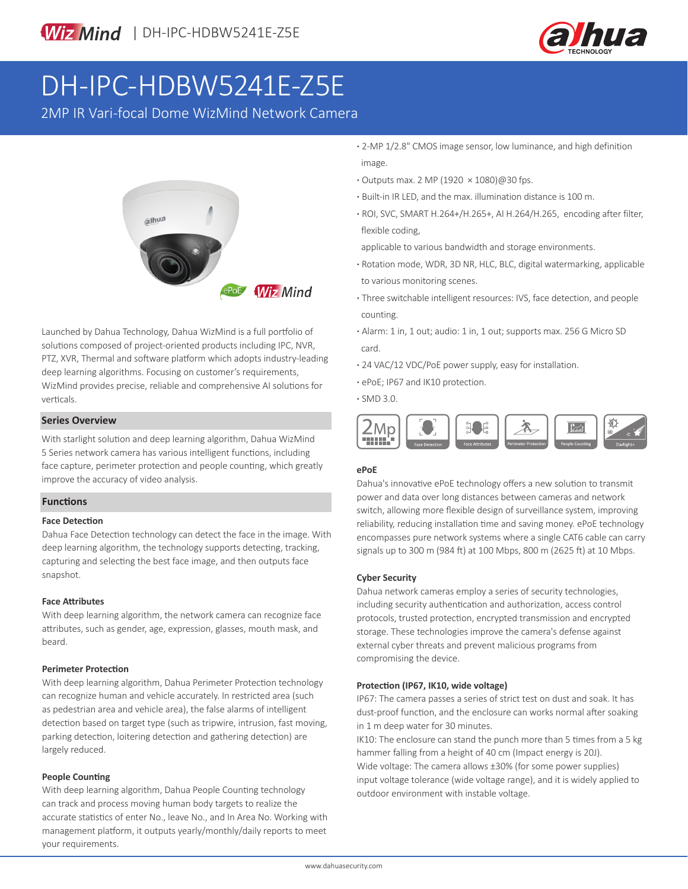# DH-IPC-HDBW5241E-Z5E

2MP IR Vari-focal Dome WizMind Network Camera

- 2-MP 1/2.8" CMOS image sensor, low luminance, and high definition image.
- Outputs max. 2 MP (1920 × 1080)@30 fps.
- Built-in IR LED, and the max. illumination distance is 100 m.
- ROI, SVC, SMART H.264+/H.265+, AI H.264/H.265, encoding after filter, flexible coding, applicable to various bandwidth and storage environments.
- Rotation mode, WDR, 3D NR, HLC, BLC, digital watermarking, applicable to various monitoring scenes.
- Three switchable intelligent resources: IVS, face detection, and people counting.
- Alarm: 1 in, 1 out; audio: 1 in, 1 out; supports max. 256 G Micro SD card.
- 24 VAC/12 VDC/PoE power supply, easy for installation.
- ePoE; IP67 and IK10 protection.
- SMD 3.0.

Launched by Dahua Technology, Dahua WizMind is a full portfolio of solutions composed of project-oriented products including IPC, NVR, PTZ, XVR, Thermal and software platform which adopts industry-leading deep learning algorithms. Focusing on customer's requirements, WizMind provides precise, reliable and comprehensive AI solutions for verticals.

## Series Overview

With starlight solution and deep learning algorithm, Dahua WizMind 5 Series network camera has various intelligent functions, including face capture, perimeter protection and people counting, which greatly improve the accuracy of video analysis.

## Functions

### Face Detection

Dahua Face Detection technology can detect the face in the image. With deep learning algorithm, the technology supports detecting, tracking, capturing and selecting the best face image, and then outputs face snapshot.

### Face Attributes

With deep learning algorithm, the network camera can recognize face attributes, such as gender, age, expression, glasses, mouth mask, and beard.

### Perimeter Protection

With deep learning algorithm, Dahua Perimeter Protection technology can recognize human and vehicle accurately. In restricted area (such as pedestrian area and vehicle area), the false alarms of intelligent detection based on target type (such as tripwire, intrusion, fast moving, parking detection, loitering detection and gathering detection) are largely reduced.

### People Counting

With deep learning algorithm, Dahua People Counting technology can track and process moving human body targets to realize the accurate statistics of enter No., leave No., and In Area No. Working with management platform, it outputs yearly/monthly/daily reports to meet your requirements.

### ePoE

Dahua's innovative ePoE technology offers a new solution to transmit power and data over long distances between cameras and network switch, allowing more flexible design of surveillance system, improving reliability, reducing installation time and saving money. ePoE technology encompasses pure network systems where a single CAT6 cable can carry signals up to 300 m (984 ft) at 100 Mbps, 800 m (2625 ft) at 10 Mbps.

### Cyber Security

Dahua network cameras employ a series of security technologies, including security authentication and authorization, access control protocols, trusted protection, encrypted transmission and encrypted storage. These technologies improve the camera's defense against external cyber threats and prevent malicious programs from compromising the device.

### Protection (IP67, IK10, wide voltage)

IP67: The camera passes a series of strict test on dust and soak. It has dust-proof function, and the enclosure can works normal after soaking in 1 m deep water for 30 minutes.

IK10: The enclosure can stand the punch more than 5 times from a 5 kg hammer falling from a height of 40 cm (Impact energy is 20J).

Wide voltage: The camera allows ±30% (for some power supplies) input voltage tolerance (wide voltage range), and it is widely applied to outdoor environment with instable voltage.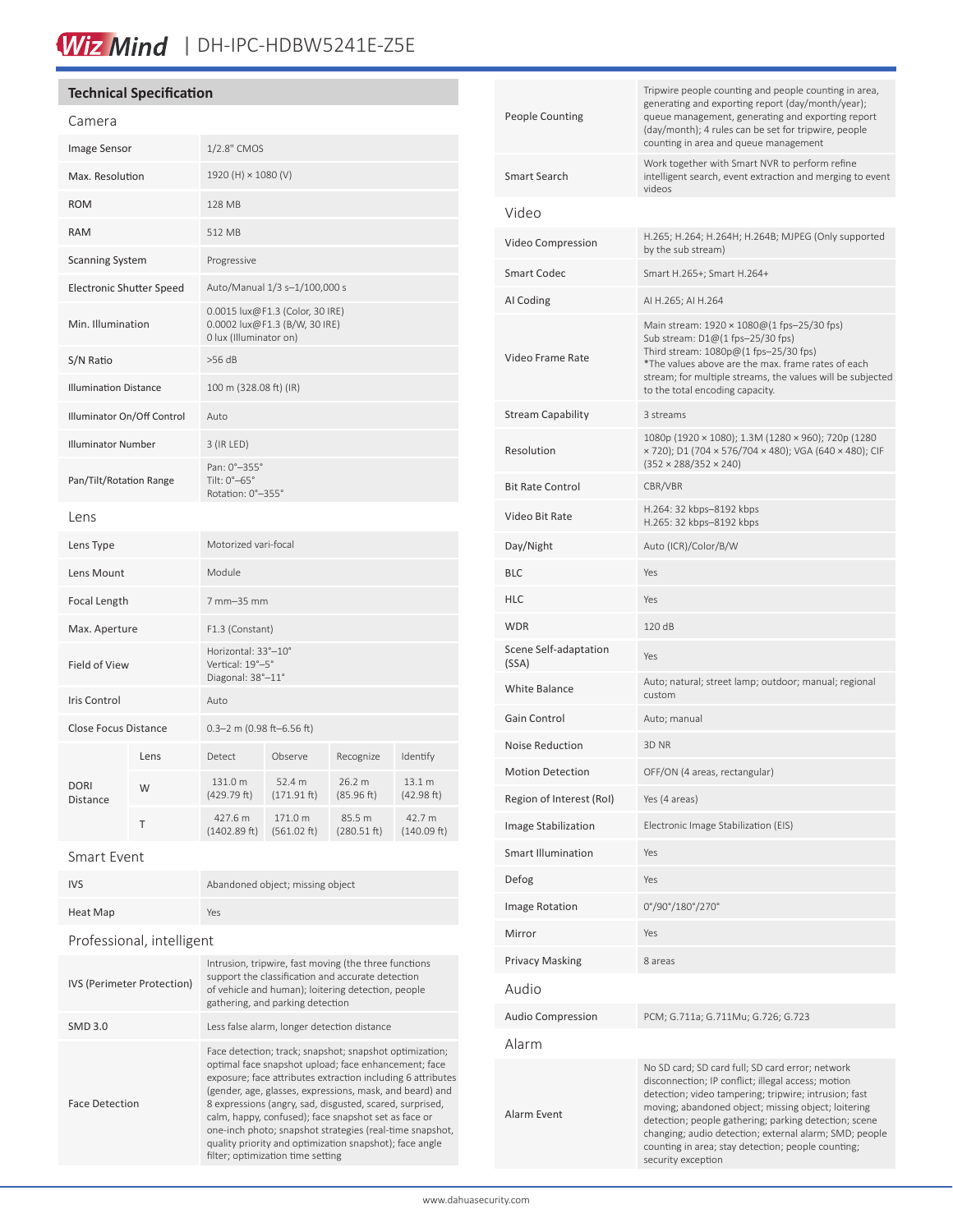## Technical Specification

### Camera

| | |
|---|---|
| Image Sensor | 1/2.8" CMOS |
| Max. Resolution | 1920 (H) × 1080 (V) |
| ROM | 128 MB |
| RAM | 512 MB |
| Scanning System | Progressive |
| Electronic Shutter Speed | Auto/Manual 1/3 s–1/100,000 s |
| Min. Illumination | 0.0015 lux@F1.3 (Color, 30 IRE)<br>0.0002 lux@F1.3 (B/W, 30 IRE)<br>0 lux (Illuminator on) |
| S/N Ratio | >56 dB |
| Illumination Distance | 100 m (328.08 ft) (IR) |
| Illuminator On/Off Control | Auto |
| Illuminator Number | 3 (IR LED) |
| Pan/Tilt/Rotation Range | Pan: 0°–355°<br>Tilt: 0°–65°<br>Rotation: 0°–355° |

### Lens

| | |
|---|---|
| Lens Type | Motorized vari-focal |
| Lens Mount | Module |
| Focal Length | 7 mm–35 mm |
| Max. Aperture | F1.3 (Constant) |
| Field of View | Horizontal: 33°–10°<br>Vertical: 19°–5°<br>Diagonal: 38°–11° |
| Iris Control | Auto |
| Close Focus Distance | 0.3–2 m (0.98 ft–6.56 ft) |

| DORI Distance | Lens | Detect | Observe | Recognize | Identify |
|---|---|---|---|---|---|
| | W | 131.0 m (429.79 ft) | 52.4 m (171.91 ft) | 26.2 m (85.96 ft) | 13.1 m (42.98 ft) |
| | T | 427.6 m (1402.89 ft) | 171.0 m (561.02 ft) | 85.5 m (280.51 ft) | 42.7 m (140.09 ft) |

### Smart Event

| | |
|---|---|
| IVS | Abandoned object; missing object |
| Heat Map | Yes |

### Professional, intelligent

| | |
|---|---|
| IVS (Perimeter Protection) | Intrusion, tripwire, fast moving (the three functions support the classification and accurate detection of vehicle and human); loitering detection, people gathering, and parking detection |
| SMD 3.0 | Less false alarm, longer detection distance |
| Face Detection | Face detection; track; snapshot; snapshot optimization; optimal face snapshot upload; face enhancement; face exposure; face attributes extraction including 6 attributes (gender, age, glasses, expressions, mask, and beard) and 8 expressions (angry, sad, disgusted, scared, surprised, calm, happy, confused); face snapshot set as face or one-inch photo; snapshot strategies (real-time snapshot, quality priority and optimization snapshot); face angle filter; optimization time setting |
| People Counting | Tripwire people counting and people counting in area, generating and exporting report (day/month/year); queue management, generating and exporting report (day/month); 4 rules can be set for tripwire, people counting in area and queue management |
| Smart Search | Work together with Smart NVR to perform refine intelligent search, event extraction and merging to event videos |

### Video

| | |
|---|---|
| Video Compression | H.265; H.264; H.264H; H.264B; MJPEG (Only supported by the sub stream) |
| Smart Codec | Smart H.265+; Smart H.264+ |
| AI Coding | AI H.265; AI H.264 |
| Video Frame Rate | Main stream: 1920 × 1080@(1 fps–25/30 fps)<br>Sub stream: D1@(1 fps–25/30 fps)<br>Third stream: 1080p@(1 fps–25/30 fps)<br>*The values above are the max. frame rates of each stream; for multiple streams, the values will be subjected to the total encoding capacity. |
| Stream Capability | 3 streams |
| Resolution | 1080p (1920 × 1080); 1.3M (1280 × 960); 720p (1280 × 720); D1 (704 × 576/704 × 480); VGA (640 × 480); CIF (352 × 288/352 × 240) |
| Bit Rate Control | CBR/VBR |
| Video Bit Rate | H.264: 32 kbps–8192 kbps<br>H.265: 32 kbps–8192 kbps |
| Day/Night | Auto (ICR)/Color/B/W |
| BLC | Yes |
| HLC | Yes |
| WDR | 120 dB |
| Scene Self-adaptation (SSA) | Yes |
| White Balance | Auto; natural; street lamp; outdoor; manual; regional custom |
| Gain Control | Auto; manual |
| Noise Reduction | 3D NR |
| Motion Detection | OFF/ON (4 areas, rectangular) |
| Region of Interest (RoI) | Yes (4 areas) |
| Image Stabilization | Electronic Image Stabilization (EIS) |
| Smart Illumination | Yes |
| Defog | Yes |
| Image Rotation | 0°/90°/180°/270° |
| Mirror | Yes |
| Privacy Masking | 8 areas |

### Audio

| | |
|---|---|
| Audio Compression | PCM; G.711a; G.711Mu; G.726; G.723 |

### Alarm

| | |
|---|---|
| Alarm Event | No SD card; SD card full; SD card error; network disconnection; IP conflict; illegal access; motion detection; video tampering; tripwire; intrusion; fast moving; abandoned object; missing object; loitering detection; people gathering; parking detection; scene changing; audio detection; external alarm; SMD; people counting in area; stay detection; people counting; security exception |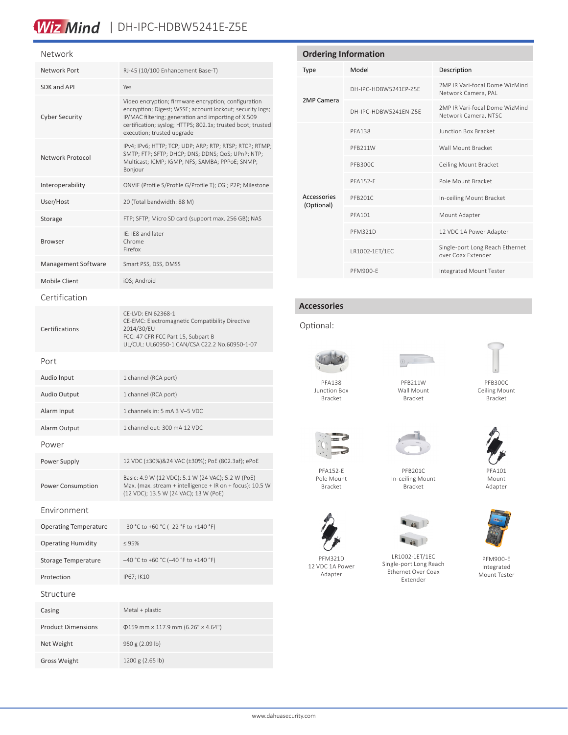# WizMind | DH-IPC-HDBW5241E-Z5E

## Network

| | |
|---|---|
| Network Port | RJ-45 (10/100 Enhancement Base-T) |
| SDK and API | Yes |
| Cyber Security | Video encryption; firmware encryption; configuration encryption; Digest; WSSE; account lockout; security logs; IP/MAC filtering; generation and importing of X.509 certification; syslog; HTTPS; 802.1x; trusted boot; trusted execution; trusted upgrade |
| Network Protocol | IPv4; IPv6; HTTP; TCP; UDP; ARP; RTP; RTSP; RTCP; RTMP; SMTP; FTP; SFTP; DHCP; DNS; DDNS; QoS; UPnP; NTP; Multicast; ICMP; IGMP; NFS; SAMBA; PPPoE; SNMP; Bonjour |
| Interoperability | ONVIF (Profile S/Profile G/Profile T); CGI; P2P; Milestone |
| User/Host | 20 (Total bandwidth: 88 M) |
| Storage | FTP; SFTP; Micro SD card (support max. 256 GB); NAS |
| Browser | IE: IE8 and later<br>Chrome<br>Firefox |
| Management Software | Smart PSS, DSS, DMSS |
| Mobile Client | iOS; Android |

## Certification

| | |
|---|---|
| Certifications | CE-LVD: EN 62368-1<br>CE-EMC: Electromagnetic Compatibility Directive 2014/30/EU<br>FCC: 47 CFR FCC Part 15, Subpart B<br>UL/CUL: UL60950-1 CAN/CSA C22.2 No.60950-1-07 |

## Port

| | |
|---|---|
| Audio Input | 1 channel (RCA port) |
| Audio Output | 1 channel (RCA port) |
| Alarm Input | 1 channels in: 5 mA 3 V–5 VDC |
| Alarm Output | 1 channel out: 300 mA 12 VDC |

## Power

| | |
|---|---|
| Power Supply | 12 VDC (±30%)&24 VAC (±30%); PoE (802.3af); ePoE |
| Power Consumption | Basic: 4.9 W (12 VDC); 5.1 W (24 VAC); 5.2 W (PoE)<br>Max. (max. stream + intelligence + IR on + focus): 10.5 W (12 VDC); 13.5 W (24 VAC); 13 W (PoE) |

## Environment

| | |
|---|---|
| Operating Temperature | –30 °C to +60 °C (–22 °F to +140 °F) |
| Operating Humidity | ≤ 95% |
| Storage Temperature | –40 °C to +60 °C (–40 °F to +140 °F) |
| Protection | IP67; IK10 |

## Structure

| | |
|---|---|
| Casing | Metal + plastic |
| Product Dimensions | Φ159 mm × 117.9 mm (6.26" × 4.64") |
| Net Weight | 950 g (2.09 lb) |
| Gross Weight | 1200 g (2.65 lb) |

## Ordering Information

| Type | Model | Description |
|---|---|---|
| 2MP Camera | DH-IPC-HDBW5241EP-Z5E | 2MP IR Vari-focal Dome WizMind Network Camera, PAL |
| | DH-IPC-HDBW5241EN-Z5E | 2MP IR Vari-focal Dome WizMind Network Camera, NTSC |
| Accessories (Optional) | PFA138 | Junction Box Bracket |
| | PFB211W | Wall Mount Bracket |
| | PFB300C | Ceiling Mount Bracket |
| | PFA152-E | Pole Mount Bracket |
| | PFB201C | In-ceiling Mount Bracket |
| | PFA101 | Mount Adapter |
| | PFM321D | 12 VDC 1A Power Adapter |
| | LR1002-1ET/1EC | Single-port Long Reach Ethernet over Coax Extender |
| | PFM900-E | Integrated Mount Tester |

## Accessories

Optional:

PFA138
Junction Box Bracket

PFB211W
Wall Mount Bracket

PFB300C
Ceiling Mount Bracket

PFA152-E
Pole Mount Bracket

PFB201C
In-ceiling Mount Bracket

PFA101
Mount Adapter

PFM321D
12 VDC 1A Power Adapter

LR1002-1ET/1EC
Single-port Long Reach Ethernet Over Coax Extender

PFM900-E
Integrated Mount Tester

www.dahuasecurity.com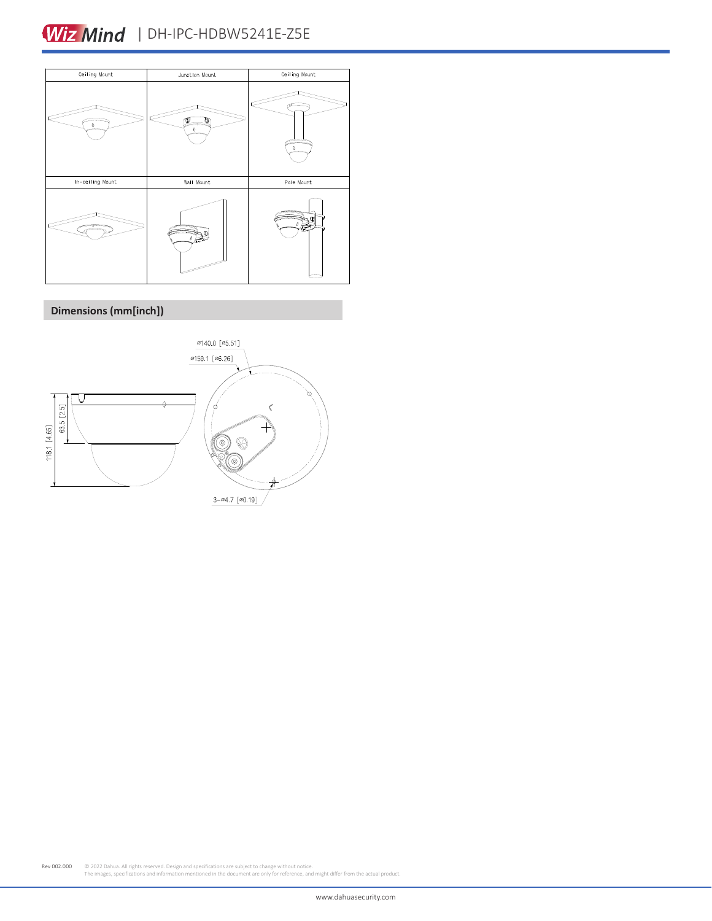| Ceiling Mount | Junction Mount | Ceiling Mount |
| --- | --- | --- |
| In-ceiling Mount | Wall Mount | Pole Mount |

## Dimensions (mm[inch])

ø140.0 [ø5.51]

ø159.1 [ø6.26]

118.1 [4.65]

63.5 [2.5]

3–ø4.7 [ø0.19]

Rev 002.000

© 2022 Dahua. All rights reserved. Design and specifications are subject to change without notice.
The images, specifications and information mentioned in the document are only for reference, and might differ from the actual product.

www.dahuasecurity.com